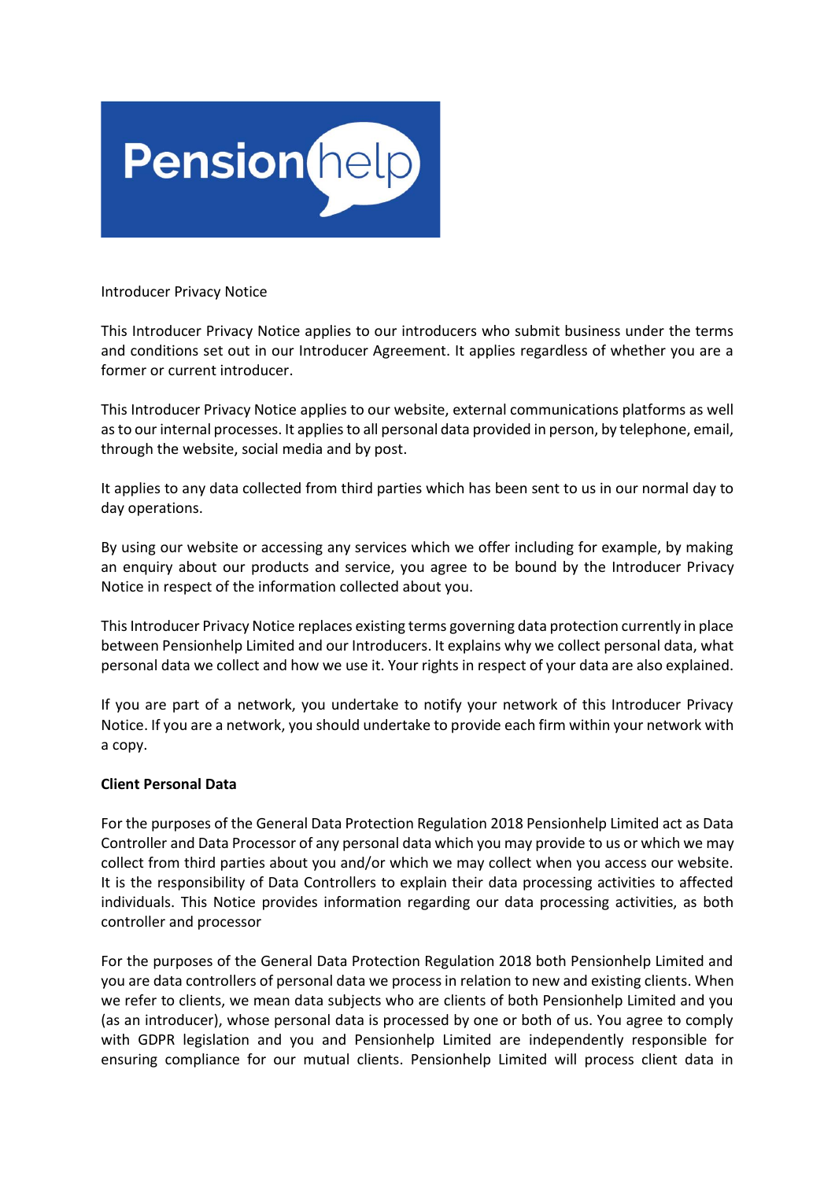Pensionhelp

Introducer Privacy Notice

This Introducer Privacy Notice applies to our introducers who submit business under the terms and conditions set out in our Introducer Agreement. It applies regardless of whether you are a former or current introducer.

This Introducer Privacy Notice applies to our website, external communications platforms as well as to our internal processes. It applies to all personal data provided in person, by telephone, email, through the website, social media and by post.

It applies to any data collected from third parties which has been sent to us in our normal day to day operations.

By using our website or accessing any services which we offer including for example, by making an enquiry about our products and service, you agree to be bound by the Introducer Privacy Notice in respect of the information collected about you.

This Introducer Privacy Notice replaces existing terms governing data protection currently in place between Pensionhelp Limited and our Introducers. It explains why we collect personal data, what personal data we collect and how we use it. Your rights in respect of your data are also explained.

If you are part of a network, you undertake to notify your network of this Introducer Privacy Notice. If you are a network, you should undertake to provide each firm within your network with a copy.

**Client Personal Data**

For the purposes of the General Data Protection Regulation 2018 Pensionhelp Limited act as Data Controller and Data Processor of any personal data which you may provide to us or which we may collect from third parties about you and/or which we may collect when you access our website. It is the responsibility of Data Controllers to explain their data processing activities to affected individuals. This Notice provides information regarding our data processing activities, as both controller and processor

For the purposes of the General Data Protection Regulation 2018 both Pensionhelp Limited and you are data controllers of personal data we process in relation to new and existing clients. When we refer to clients, we mean data subjects who are clients of both Pensionhelp Limited and you (as an introducer), whose personal data is processed by one or both of us. You agree to comply with GDPR legislation and you and Pensionhelp Limited are independently responsible for ensuring compliance for our mutual clients. Pensionhelp Limited will process client data in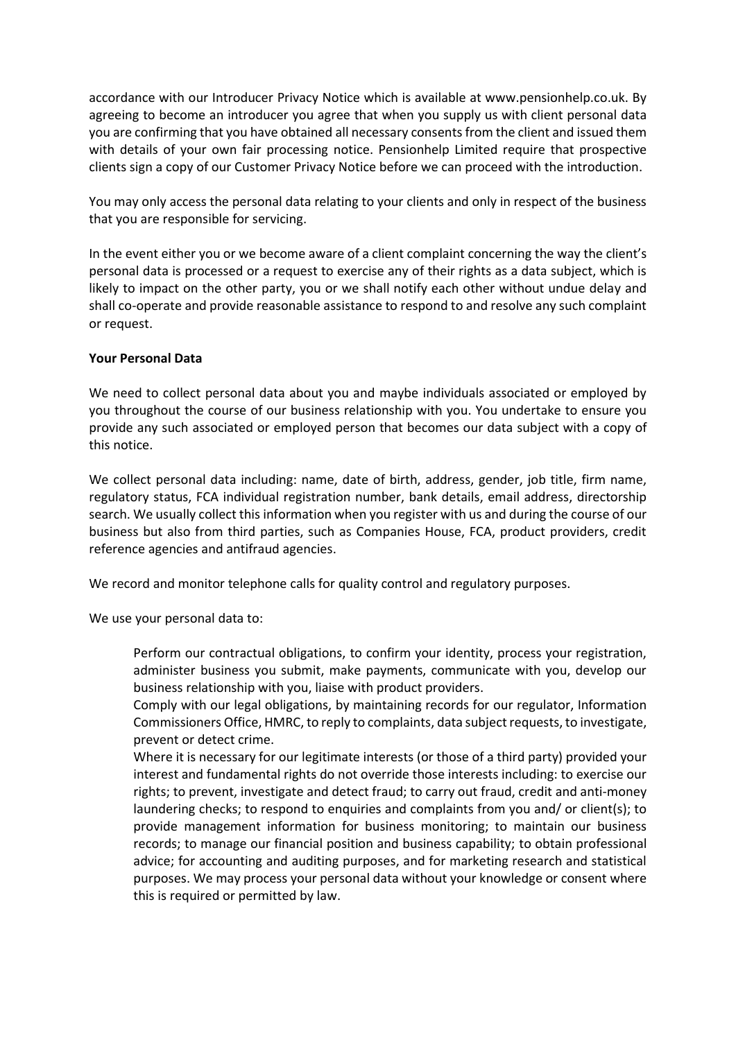accordance with our Introducer Privacy Notice which is available at www.pensionhelp.co.uk. By agreeing to become an introducer you agree that when you supply us with client personal data you are confirming that you have obtained all necessary consents from the client and issued them with details of your own fair processing notice. Pensionhelp Limited require that prospective clients sign a copy of our Customer Privacy Notice before we can proceed with the introduction.

You may only access the personal data relating to your clients and only in respect of the business that you are responsible for servicing.

In the event either you or we become aware of a client complaint concerning the way the client's personal data is processed or a request to exercise any of their rights as a data subject, which is likely to impact on the other party, you or we shall notify each other without undue delay and shall co-operate and provide reasonable assistance to respond to and resolve any such complaint or request.

**Your Personal Data**

We need to collect personal data about you and maybe individuals associated or employed by you throughout the course of our business relationship with you. You undertake to ensure you provide any such associated or employed person that becomes our data subject with a copy of this notice.

We collect personal data including: name, date of birth, address, gender, job title, firm name, regulatory status, FCA individual registration number, bank details, email address, directorship search. We usually collect this information when you register with us and during the course of our business but also from third parties, such as Companies House, FCA, product providers, credit reference agencies and antifraud agencies.

We record and monitor telephone calls for quality control and regulatory purposes.

We use your personal data to:

Perform our contractual obligations, to confirm your identity, process your registration, administer business you submit, make payments, communicate with you, develop our business relationship with you, liaise with product providers.

Comply with our legal obligations, by maintaining records for our regulator, Information Commissioners Office, HMRC, to reply to complaints, data subject requests, to investigate, prevent or detect crime.

Where it is necessary for our legitimate interests (or those of a third party) provided your interest and fundamental rights do not override those interests including: to exercise our rights; to prevent, investigate and detect fraud; to carry out fraud, credit and anti-money laundering checks; to respond to enquiries and complaints from you and/ or client(s); to provide management information for business monitoring; to maintain our business records; to manage our financial position and business capability; to obtain professional advice; for accounting and auditing purposes, and for marketing research and statistical purposes. We may process your personal data without your knowledge or consent where this is required or permitted by law.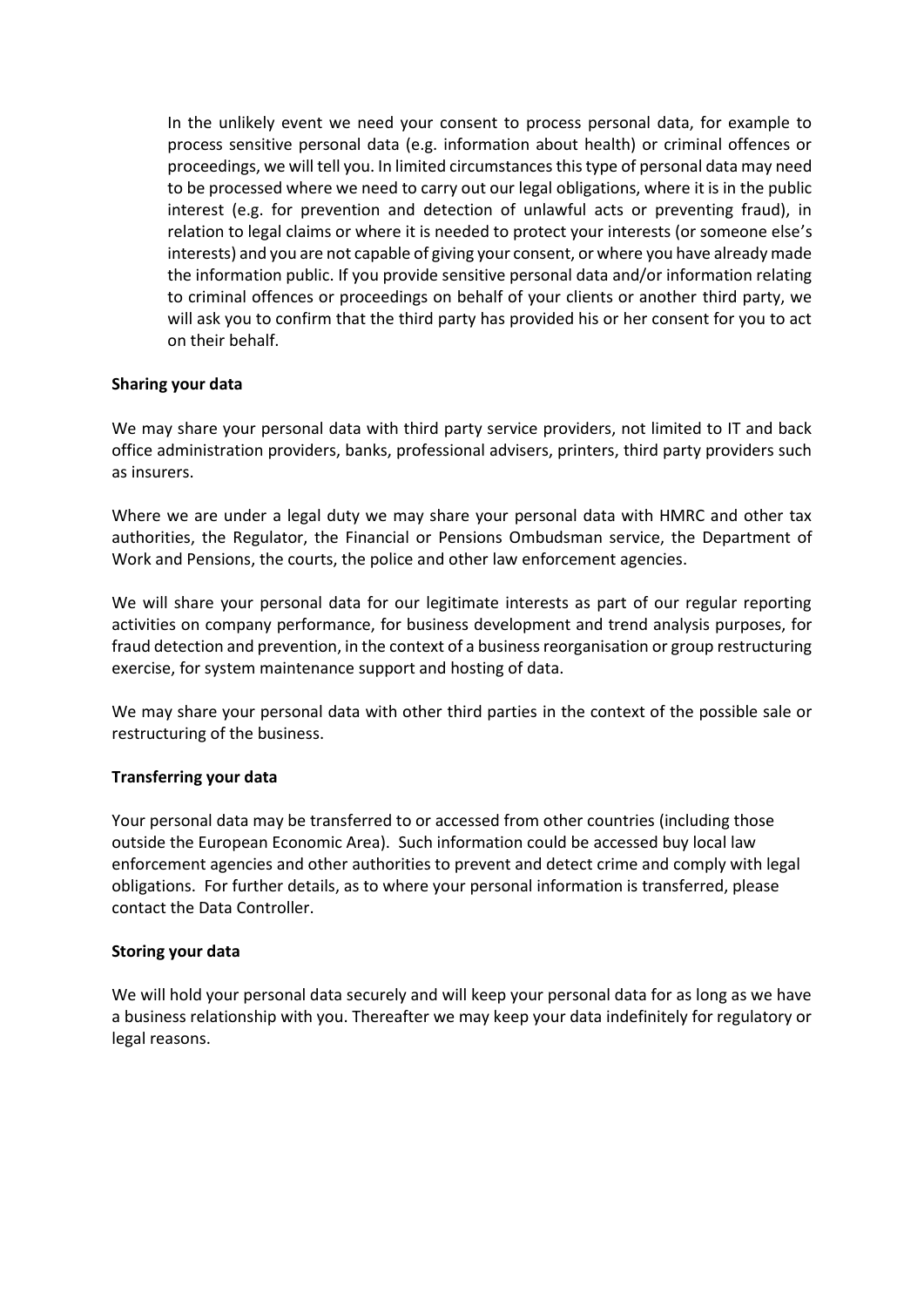In the unlikely event we need your consent to process personal data, for example to process sensitive personal data (e.g. information about health) or criminal offences or proceedings, we will tell you. In limited circumstances this type of personal data may need to be processed where we need to carry out our legal obligations, where it is in the public interest (e.g. for prevention and detection of unlawful acts or preventing fraud), in relation to legal claims or where it is needed to protect your interests (or someone else's interests) and you are not capable of giving your consent, or where you have already made the information public. If you provide sensitive personal data and/or information relating to criminal offences or proceedings on behalf of your clients or another third party, we will ask you to confirm that the third party has provided his or her consent for you to act on their behalf.

**Sharing your data**

We may share your personal data with third party service providers, not limited to IT and back office administration providers, banks, professional advisers, printers, third party providers such as insurers.

Where we are under a legal duty we may share your personal data with HMRC and other tax authorities, the Regulator, the Financial or Pensions Ombudsman service, the Department of Work and Pensions, the courts, the police and other law enforcement agencies.

We will share your personal data for our legitimate interests as part of our regular reporting activities on company performance, for business development and trend analysis purposes, for fraud detection and prevention, in the context of a business reorganisation or group restructuring exercise, for system maintenance support and hosting of data.

We may share your personal data with other third parties in the context of the possible sale or restructuring of the business.

**Transferring your data**

Your personal data may be transferred to or accessed from other countries (including those outside the European Economic Area). Such information could be accessed buy local law enforcement agencies and other authorities to prevent and detect crime and comply with legal obligations. For further details, as to where your personal information is transferred, please contact the Data Controller.

**Storing your data**

We will hold your personal data securely and will keep your personal data for as long as we have a business relationship with you. Thereafter we may keep your data indefinitely for regulatory or legal reasons.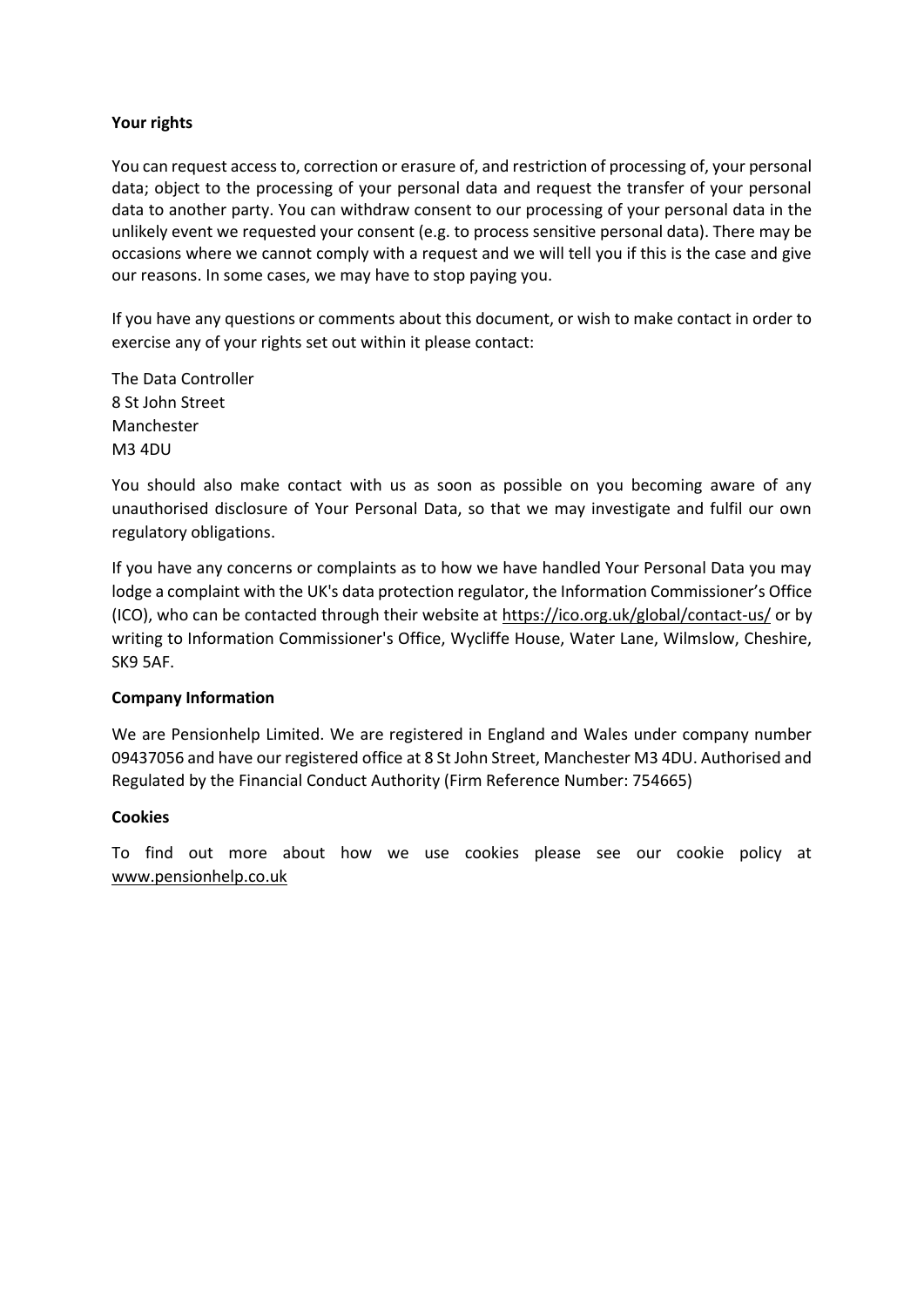**Your rights**

You can request access to, correction or erasure of, and restriction of processing of, your personal data; object to the processing of your personal data and request the transfer of your personal data to another party. You can withdraw consent to our processing of your personal data in the unlikely event we requested your consent (e.g. to process sensitive personal data). There may be occasions where we cannot comply with a request and we will tell you if this is the case and give our reasons. In some cases, we may have to stop paying you.

If you have any questions or comments about this document, or wish to make contact in order to exercise any of your rights set out within it please contact:

The Data Controller
8 St John Street
Manchester
M3 4DU

You should also make contact with us as soon as possible on you becoming aware of any unauthorised disclosure of Your Personal Data, so that we may investigate and fulfil our own regulatory obligations.

If you have any concerns or complaints as to how we have handled Your Personal Data you may lodge a complaint with the UK's data protection regulator, the Information Commissioner's Office (ICO), who can be contacted through their website at https://ico.org.uk/global/contact-us/ or by writing to Information Commissioner's Office, Wycliffe House, Water Lane, Wilmslow, Cheshire, SK9 5AF.

**Company Information**

We are Pensionhelp Limited. We are registered in England and Wales under company number 09437056 and have our registered office at 8 St John Street, Manchester M3 4DU. Authorised and Regulated by the Financial Conduct Authority (Firm Reference Number: 754665)

**Cookies**

To find out more about how we use cookies please see our cookie policy at www.pensionhelp.co.uk